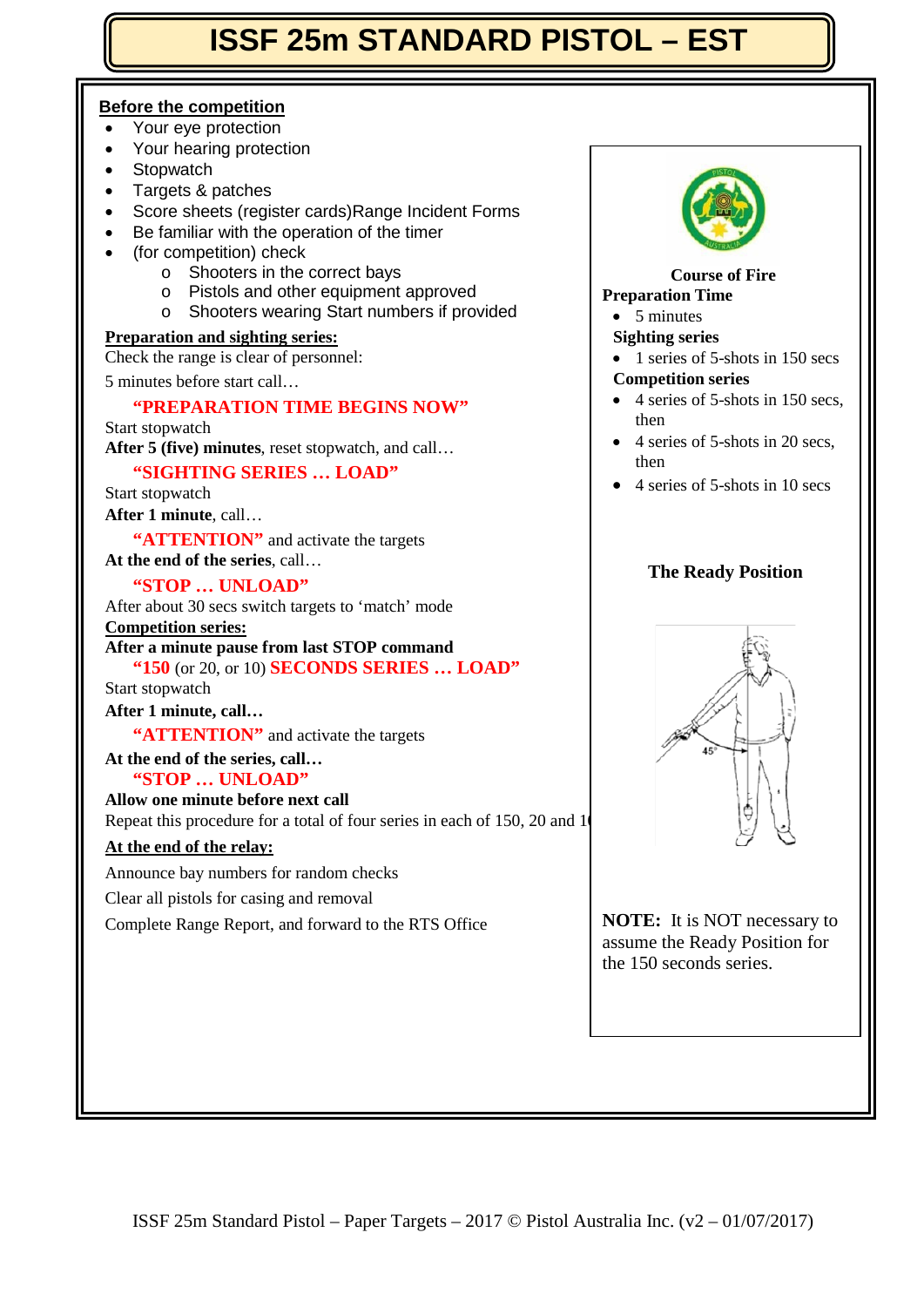# ISSF 25m STANDARD PISTOL – EST

## Before the competition

- Your eye protection
- Your hearing protection
- Stopwatch
- Targets & patches
- Score sheets (register cards)Range Incident Forms
- Be familiar with the operation of the timer
- (for competition) check
  - Shooters in the correct bays
  - Pistols and other equipment approved
  - Shooters wearing Start numbers if provided

## Preparation and sighting series:

Check the range is clear of personnel:

5 minutes before start call…

**"PREPARATION TIME BEGINS NOW"**

Start stopwatch

**After 5 (five) minutes**, reset stopwatch, and call…

**"SIGHTING SERIES … LOAD"**

Start stopwatch

**After 1 minute**, call…

**"ATTENTION"** and activate the targets

**At the end of the series**, call…

**"STOP … UNLOAD"**

After about 30 secs switch targets to 'match' mode

## Competition series:

**After a minute pause from last STOP command**

**"150** (or 20, or 10) **SECONDS SERIES … LOAD"**

Start stopwatch

**After 1 minute, call…**

**"ATTENTION"** and activate the targets

**At the end of the series, call…**

**"STOP … UNLOAD"**

**Allow one minute before next call**

Repeat this procedure for a total of four series in each of 150, 20 and 1

## At the end of the relay:

Announce bay numbers for random checks

Clear all pistols for casing and removal

Complete Range Report, and forward to the RTS Office

**Course of Fire**

**Preparation Time**

- 5 minutes

**Sighting series**

- 1 series of 5-shots in 150 secs

**Competition series**

- 4 series of 5-shots in 150 secs, then
- 4 series of 5-shots in 20 secs, then
- 4 series of 5-shots in 10 secs

**The Ready Position**

45°

**NOTE:** It is NOT necessary to assume the Ready Position for the 150 seconds series.

ISSF 25m Standard Pistol – Paper Targets – 2017 © Pistol Australia Inc. (v2 – 01/07/2017)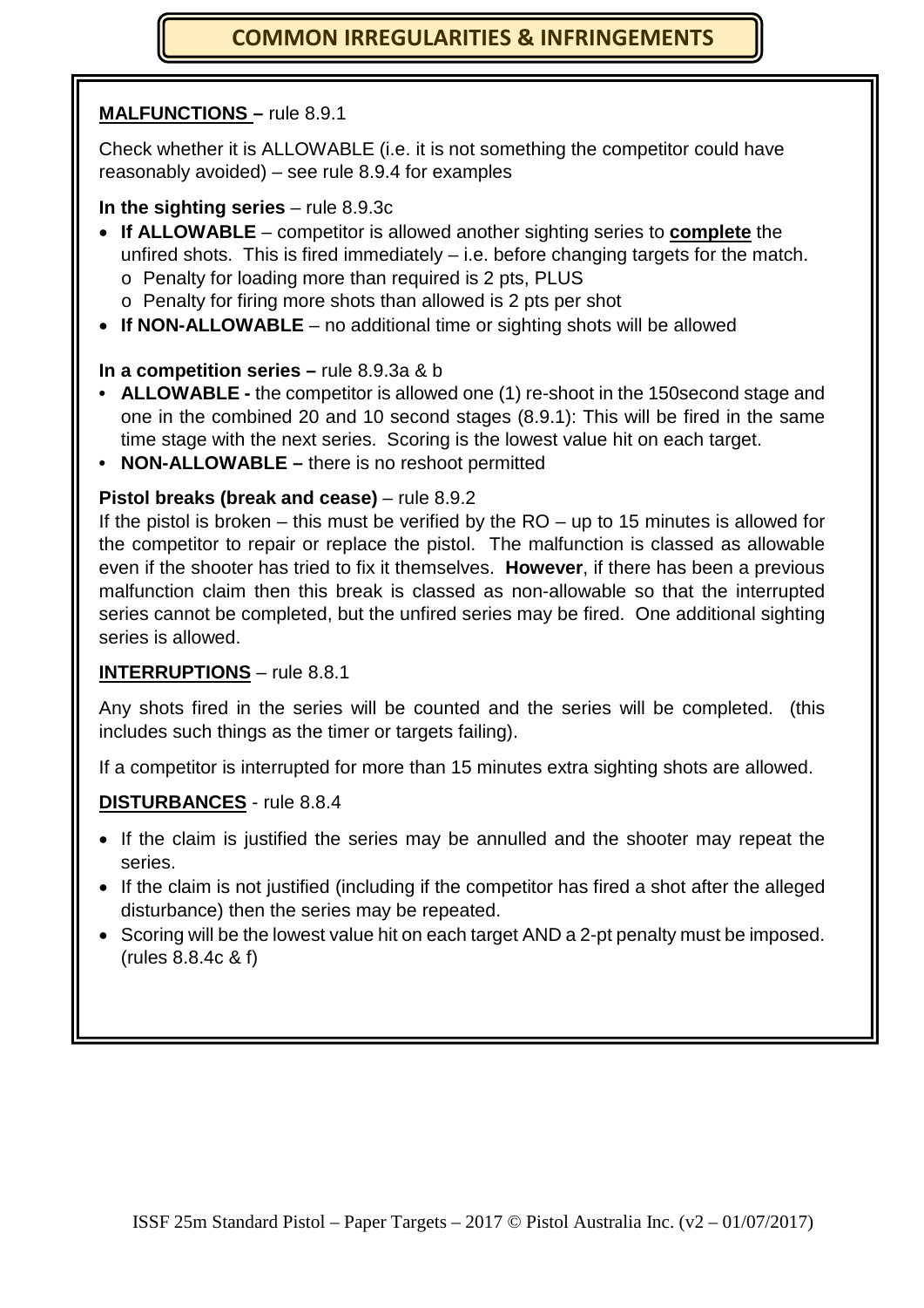# COMMON IRREGULARITIES & INFRINGEMENTS

**MALFUNCTIONS –** rule 8.9.1

Check whether it is ALLOWABLE (i.e. it is not something the competitor could have reasonably avoided) – see rule 8.9.4 for examples

**In the sighting series** – rule 8.9.3c

- **If ALLOWABLE** – competitor is allowed another sighting series to **complete** the unfired shots. This is fired immediately – i.e. before changing targets for the match.
  - Penalty for loading more than required is 2 pts, PLUS
  - Penalty for firing more shots than allowed is 2 pts per shot
- **If NON-ALLOWABLE** – no additional time or sighting shots will be allowed

**In a competition series –** rule 8.9.3a & b

- **ALLOWABLE -** the competitor is allowed one (1) re-shoot in the 150second stage and one in the combined 20 and 10 second stages (8.9.1): This will be fired in the same time stage with the next series. Scoring is the lowest value hit on each target.
- **NON-ALLOWABLE –** there is no reshoot permitted

**Pistol breaks (break and cease)** – rule 8.9.2

If the pistol is broken – this must be verified by the RO – up to 15 minutes is allowed for the competitor to repair or replace the pistol. The malfunction is classed as allowable even if the shooter has tried to fix it themselves. **However**, if there has been a previous malfunction claim then this break is classed as non-allowable so that the interrupted series cannot be completed, but the unfired series may be fired. One additional sighting series is allowed.

**INTERRUPTIONS** – rule 8.8.1

Any shots fired in the series will be counted and the series will be completed. (this includes such things as the timer or targets failing).

If a competitor is interrupted for more than 15 minutes extra sighting shots are allowed.

**DISTURBANCES** - rule 8.8.4

- If the claim is justified the series may be annulled and the shooter may repeat the series.
- If the claim is not justified (including if the competitor has fired a shot after the alleged disturbance) then the series may be repeated.
- Scoring will be the lowest value hit on each target AND a 2-pt penalty must be imposed. (rules 8.8.4c & f)

ISSF 25m Standard Pistol – Paper Targets – 2017 © Pistol Australia Inc. (v2 – 01/07/2017)